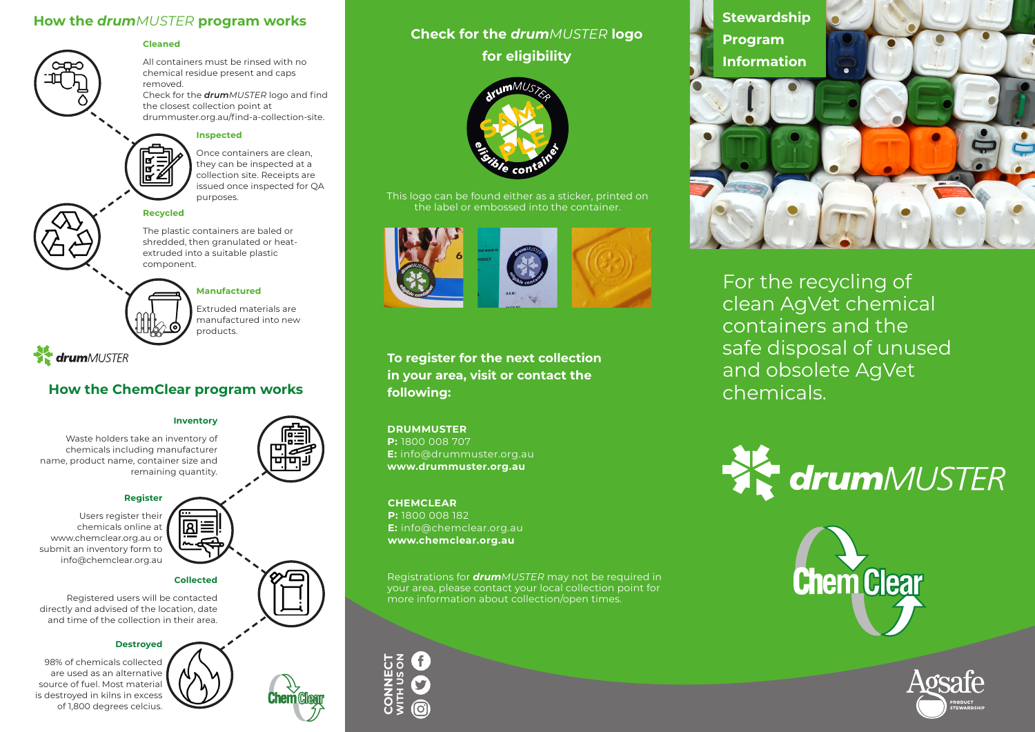## How the *drum*MUSTER program works

### Cleaned

All containers must be rinsed with no chemical residue present and caps removed.
Check for the ***drum**MUSTER* logo and find the closest collection point at drummuster.org.au/find-a-collection-site.

### Inspected

Once containers are clean, they can be inspected at a collection site. Receipts are issued once inspected for QA purposes.

### Recycled

The plastic containers are baled or shredded, then granulated or heat-extruded into a suitable plastic component.

### Manufactured

Extruded materials are manufactured into new products.

***drum**MUSTER*

## How the ChemClear program works

### Inventory

Waste holders take an inventory of chemicals including manufacturer name, product name, container size and remaining quantity.

### Register

Users register their chemicals online at www.chemclear.org.au or submit an inventory form to info@chemclear.org.au

### Collected

Registered users will be contacted directly and advised of the location, date and time of the collection in their area.

### Destroyed

98% of chemicals collected are used as an alternative source of fuel. Most material is destroyed in kilns in excess of 1,800 degrees celcius.

ChemClear

## Check for the *drum*MUSTER logo for eligibility

*drum*MUSTER SAMPLE eligible container

This logo can be found either as a sticker, printed on the label or embossed into the container.

**To register for the next collection in your area, visit or contact the following:**

**DRUMMUSTER**
**P:** 1800 008 707
**E:** info@drummuster.org.au
**www.drummuster.org.au**

**CHEMCLEAR**
**P:** 1800 008 182
**E:** info@chemclear.org.au
**www.chemclear.org.au**

Registrations for ***drum**MUSTER* may not be required in your area, please contact your local collection point for more information about collection/open times.

**CONNECT WITH US ON**

## Stewardship Program Information

For the recycling of clean AgVet chemical containers and the safe disposal of unused and obsolete AgVet chemicals.

***drum**MUSTER*

ChemClear

Agsafe PRODUCT STEWARDSHIP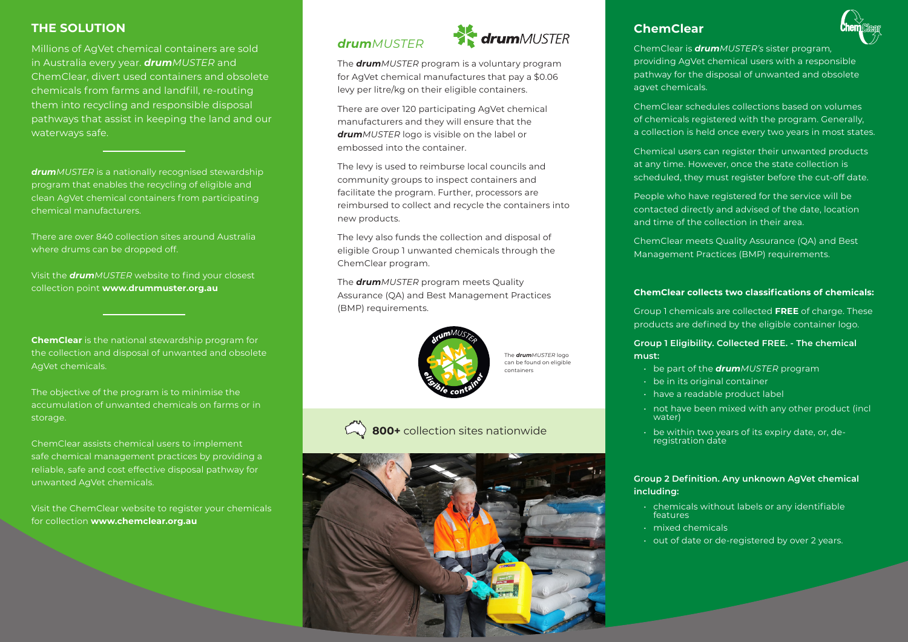## THE SOLUTION

Millions of AgVet chemical containers are sold in Australia every year. ***drum****MUSTER* and ChemClear, divert used containers and obsolete chemicals from farms and landfill, re-routing them into recycling and responsible disposal pathways that assist in keeping the land and our waterways safe.

***drum****MUSTER* is a nationally recognised stewardship program that enables the recycling of eligible and clean AgVet chemical containers from participating chemical manufacturers.

There are over 840 collection sites around Australia where drums can be dropped off.

Visit the ***drum****MUSTER* website to find your closest collection point **www.drummuster.org.au**

**ChemClear** is the national stewardship program for the collection and disposal of unwanted and obsolete AgVet chemicals.

The objective of the program is to minimise the accumulation of unwanted chemicals on farms or in storage.

ChemClear assists chemical users to implement safe chemical management practices by providing a reliable, safe and cost effective disposal pathway for unwanted AgVet chemicals.

Visit the ChemClear website to register your chemicals for collection **www.chemclear.org.au**

## *drumMUSTER*

The ***drum****MUSTER* program is a voluntary program for AgVet chemical manufactures that pay a $0.06 levy per litre/kg on their eligible containers.

There are over 120 participating AgVet chemical manufacturers and they will ensure that the ***drum****MUSTER* logo is visible on the label or embossed into the container.

The levy is used to reimburse local councils and community groups to inspect containers and facilitate the program. Further, processors are reimbursed to collect and recycle the containers into new products.

The levy also funds the collection and disposal of eligible Group 1 unwanted chemicals through the ChemClear program.

The ***drum****MUSTER* program meets Quality Assurance (QA) and Best Management Practices (BMP) requirements.

The ***drum****MUSTER* logo can be found on eligible containers

**800+** collection sites nationwide

## ChemClear

ChemClear is ***drum****MUSTER's* sister program, providing AgVet chemical users with a responsible pathway for the disposal of unwanted and obsolete agvet chemicals.

ChemClear schedules collections based on volumes of chemicals registered with the program. Generally, a collection is held once every two years in most states.

Chemical users can register their unwanted products at any time. However, once the state collection is scheduled, they must register before the cut-off date.

People who have registered for the service will be contacted directly and advised of the date, location and time of the collection in their area.

ChemClear meets Quality Assurance (QA) and Best Management Practices (BMP) requirements.

**ChemClear collects two classifications of chemicals:**

Group 1 chemicals are collected **FREE** of charge. These products are defined by the eligible container logo.

**Group 1 Eligibility. Collected FREE. - The chemical must:**

- be part of the ***drum****MUSTER* program
- be in its original container
- have a readable product label
- not have been mixed with any other product (incl water)
- be within two years of its expiry date, or, de-registration date

**Group 2 Definition. Any unknown AgVet chemical including:**

- chemicals without labels or any identifiable features
- mixed chemicals
- out of date or de-registered by over 2 years.